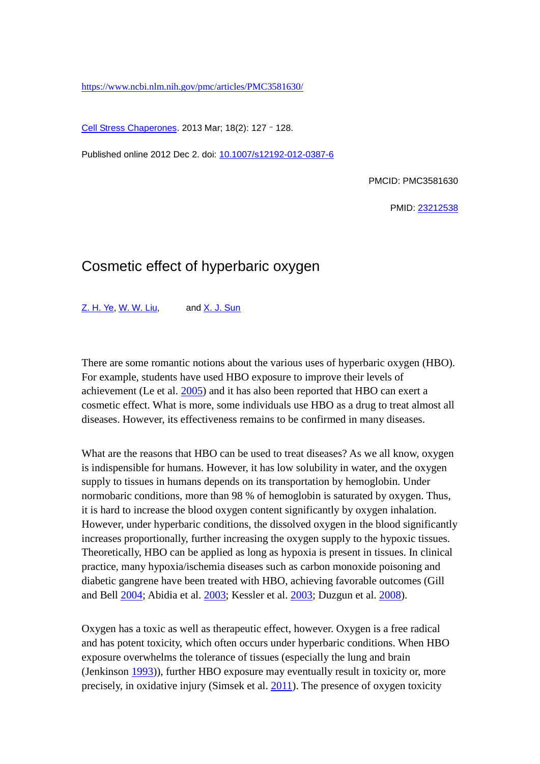https://www.ncbi.nlm.nih.gov/pmc/articles/PMC3581630/

Cell Stress Chaperones. 2013 Mar; 18(2): 127 – 128.

Published online 2012 Dec 2. doi: 10.1007/s12192-012-0387-6

PMCID: PMC3581630

PMID: 23212538

# Cosmetic effect of hyperbaric oxygen

Z. H. Ye, W. W. Liu, and X. J. Sun

There are some romantic notions about the various uses of hyperbaric oxygen (HBO). For example, students have used HBO exposure to improve their levels of achievement (Le et al. 2005) and it has also been reported that HBO can exert a cosmetic effect. What is more, some individuals use HBO as a drug to treat almost all diseases. However, its effectiveness remains to be confirmed in many diseases.

What are the reasons that HBO can be used to treat diseases? As we all know, oxygen is indispensible for humans. However, it has low solubility in water, and the oxygen supply to tissues in humans depends on its transportation by hemoglobin. Under normobaric conditions, more than 98 % of hemoglobin is saturated by oxygen. Thus, it is hard to increase the blood oxygen content significantly by oxygen inhalation. However, under hyperbaric conditions, the dissolved oxygen in the blood significantly increases proportionally, further increasing the oxygen supply to the hypoxic tissues. Theoretically, HBO can be applied as long as hypoxia is present in tissues. In clinical practice, many hypoxia/ischemia diseases such as carbon monoxide poisoning and diabetic gangrene have been treated with HBO, achieving favorable outcomes (Gill and Bell 2004; Abidia et al. 2003; Kessler et al. 2003; Duzgun et al. 2008).

Oxygen has a toxic as well as therapeutic effect, however. Oxygen is a free radical and has potent toxicity, which often occurs under hyperbaric conditions. When HBO exposure overwhelms the tolerance of tissues (especially the lung and brain (Jenkinson 1993)), further HBO exposure may eventually result in toxicity or, more precisely, in oxidative injury (Simsek et al. 2011). The presence of oxygen toxicity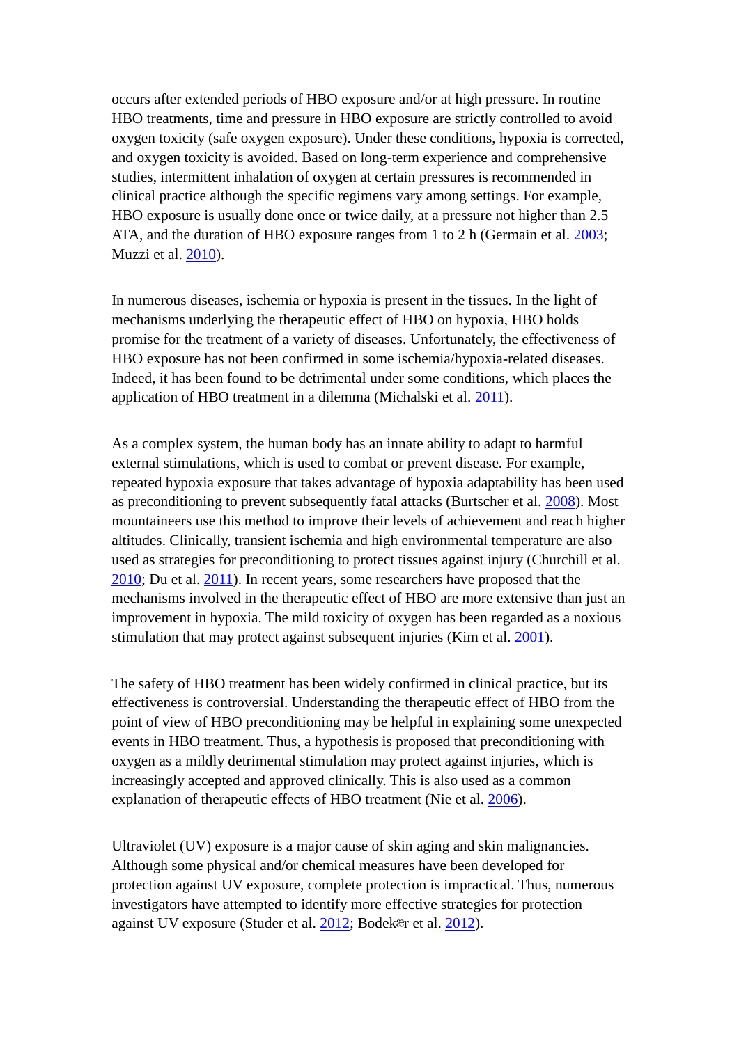occurs after extended periods of HBO exposure and/or at high pressure. In routine HBO treatments, time and pressure in HBO exposure are strictly controlled to avoid oxygen toxicity (safe oxygen exposure). Under these conditions, hypoxia is corrected, and oxygen toxicity is avoided. Based on long-term experience and comprehensive studies, intermittent inhalation of oxygen at certain pressures is recommended in clinical practice although the specific regimens vary among settings. For example, HBO exposure is usually done once or twice daily, at a pressure not higher than 2.5 ATA, and the duration of HBO exposure ranges from 1 to 2 h (Germain et al. 2003; Muzzi et al. 2010).

In numerous diseases, ischemia or hypoxia is present in the tissues. In the light of mechanisms underlying the therapeutic effect of HBO on hypoxia, HBO holds promise for the treatment of a variety of diseases. Unfortunately, the effectiveness of HBO exposure has not been confirmed in some ischemia/hypoxia-related diseases. Indeed, it has been found to be detrimental under some conditions, which places the application of HBO treatment in a dilemma (Michalski et al. 2011).

As a complex system, the human body has an innate ability to adapt to harmful external stimulations, which is used to combat or prevent disease. For example, repeated hypoxia exposure that takes advantage of hypoxia adaptability has been used as preconditioning to prevent subsequently fatal attacks (Burtscher et al. 2008). Most mountaineers use this method to improve their levels of achievement and reach higher altitudes. Clinically, transient ischemia and high environmental temperature are also used as strategies for preconditioning to protect tissues against injury (Churchill et al. 2010; Du et al. 2011). In recent years, some researchers have proposed that the mechanisms involved in the therapeutic effect of HBO are more extensive than just an improvement in hypoxia. The mild toxicity of oxygen has been regarded as a noxious stimulation that may protect against subsequent injuries (Kim et al. 2001).

The safety of HBO treatment has been widely confirmed in clinical practice, but its effectiveness is controversial. Understanding the therapeutic effect of HBO from the point of view of HBO preconditioning may be helpful in explaining some unexpected events in HBO treatment. Thus, a hypothesis is proposed that preconditioning with oxygen as a mildly detrimental stimulation may protect against injuries, which is increasingly accepted and approved clinically. This is also used as a common explanation of therapeutic effects of HBO treatment (Nie et al. 2006).

Ultraviolet (UV) exposure is a major cause of skin aging and skin malignancies. Although some physical and/or chemical measures have been developed for protection against UV exposure, complete protection is impractical. Thus, numerous investigators have attempted to identify more effective strategies for protection against UV exposure (Studer et al. 2012; Bodekær et al. 2012).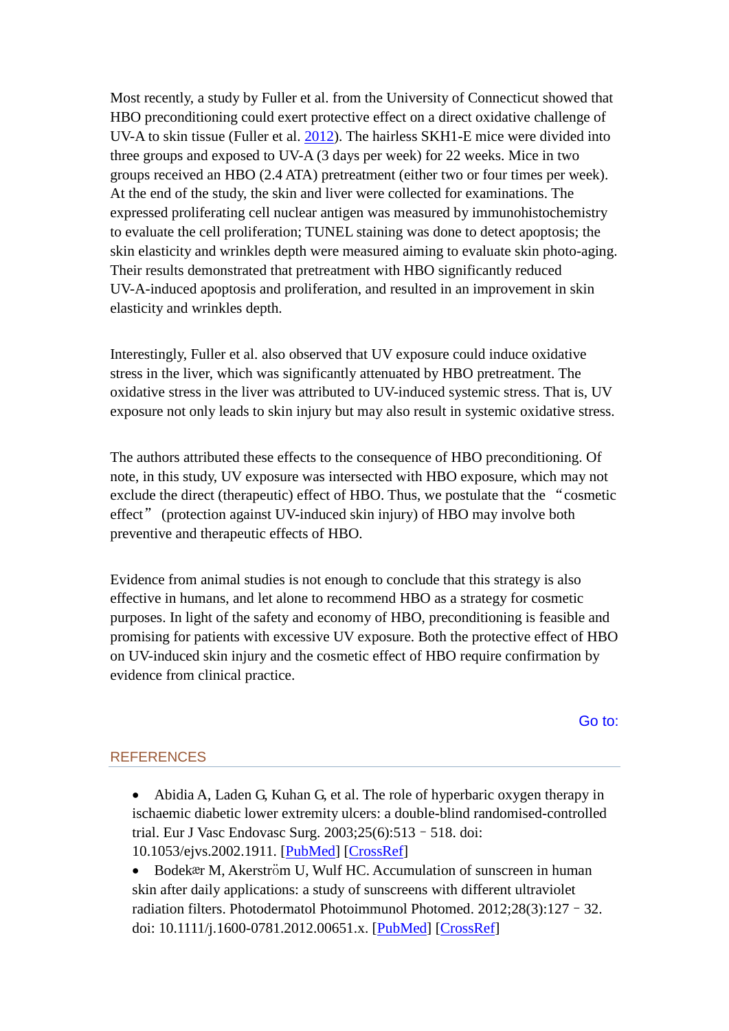Most recently, a study by Fuller et al. from the University of Connecticut showed that HBO preconditioning could exert protective effect on a direct oxidative challenge of UV-A to skin tissue (Fuller et al. 2012). The hairless SKH1-E mice were divided into three groups and exposed to UV-A (3 days per week) for 22 weeks. Mice in two groups received an HBO (2.4 ATA) pretreatment (either two or four times per week). At the end of the study, the skin and liver were collected for examinations. The expressed proliferating cell nuclear antigen was measured by immunohistochemistry to evaluate the cell proliferation; TUNEL staining was done to detect apoptosis; the skin elasticity and wrinkles depth were measured aiming to evaluate skin photo-aging. Their results demonstrated that pretreatment with HBO significantly reduced UV-A-induced apoptosis and proliferation, and resulted in an improvement in skin elasticity and wrinkles depth.

Interestingly, Fuller et al. also observed that UV exposure could induce oxidative stress in the liver, which was significantly attenuated by HBO pretreatment. The oxidative stress in the liver was attributed to UV-induced systemic stress. That is, UV exposure not only leads to skin injury but may also result in systemic oxidative stress.

The authors attributed these effects to the consequence of HBO preconditioning. Of note, in this study, UV exposure was intersected with HBO exposure, which may not exclude the direct (therapeutic) effect of HBO. Thus, we postulate that the “cosmetic effect” (protection against UV-induced skin injury) of HBO may involve both preventive and therapeutic effects of HBO.

Evidence from animal studies is not enough to conclude that this strategy is also effective in humans, and let alone to recommend HBO as a strategy for cosmetic purposes. In light of the safety and economy of HBO, preconditioning is feasible and promising for patients with excessive UV exposure. Both the protective effect of HBO on UV-induced skin injury and the cosmetic effect of HBO require confirmation by evidence from clinical practice.

Go to:

## REFERENCES

- Abidia A, Laden G, Kuhan G, et al. The role of hyperbaric oxygen therapy in ischaemic diabetic lower extremity ulcers: a double-blind randomised-controlled trial. Eur J Vasc Endovasc Surg. 2003;25(6):513–518. doi: 10.1053/ejvs.2002.1911. [PubMed] [CrossRef]
- Bodekær M, Akerström U, Wulf HC. Accumulation of sunscreen in human skin after daily applications: a study of sunscreens with different ultraviolet radiation filters. Photodermatol Photoimmunol Photomed. 2012;28(3):127–32. doi: 10.1111/j.1600-0781.2012.00651.x. [PubMed] [CrossRef]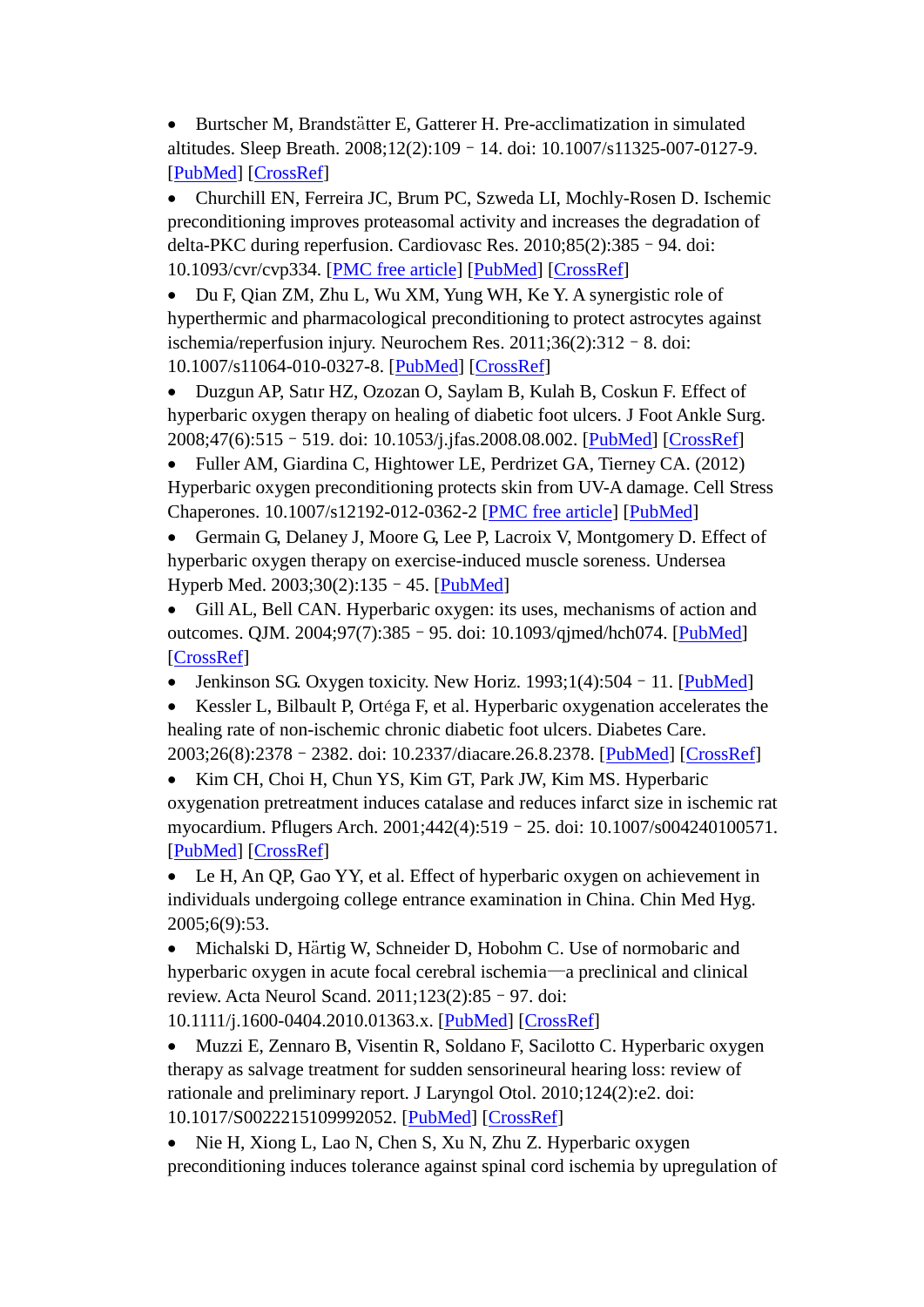- Burtscher M, Brandstätter E, Gatterer H. Pre-acclimatization in simulated altitudes. Sleep Breath. 2008;12(2):109 – 14. doi: 10.1007/s11325-007-0127-9. [PubMed] [CrossRef]
- Churchill EN, Ferreira JC, Brum PC, Szweda LI, Mochly-Rosen D. Ischemic preconditioning improves proteasomal activity and increases the degradation of delta-PKC during reperfusion. Cardiovasc Res. 2010;85(2):385 – 94. doi: 10.1093/cvr/cvp334. [PMC free article] [PubMed] [CrossRef]
- Du F, Qian ZM, Zhu L, Wu XM, Yung WH, Ke Y. A synergistic role of hyperthermic and pharmacological preconditioning to protect astrocytes against ischemia/reperfusion injury. Neurochem Res. 2011;36(2):312 – 8. doi: 10.1007/s11064-010-0327-8. [PubMed] [CrossRef]
- Duzgun AP, Satır HZ, Ozozan O, Saylam B, Kulah B, Coskun F. Effect of hyperbaric oxygen therapy on healing of diabetic foot ulcers. J Foot Ankle Surg. 2008;47(6):515 – 519. doi: 10.1053/j.jfas.2008.08.002. [PubMed] [CrossRef]
- Fuller AM, Giardina C, Hightower LE, Perdrizet GA, Tierney CA. (2012) Hyperbaric oxygen preconditioning protects skin from UV-A damage. Cell Stress Chaperones. 10.1007/s12192-012-0362-2 [PMC free article] [PubMed]
- Germain G, Delaney J, Moore G, Lee P, Lacroix V, Montgomery D. Effect of hyperbaric oxygen therapy on exercise-induced muscle soreness. Undersea Hyperb Med. 2003;30(2):135 – 45. [PubMed]
- Gill AL, Bell CAN. Hyperbaric oxygen: its uses, mechanisms of action and outcomes. QJM. 2004;97(7):385 – 95. doi: 10.1093/qjmed/hch074. [PubMed] [CrossRef]
- Jenkinson SG. Oxygen toxicity. New Horiz. 1993;1(4):504 – 11. [PubMed]
- Kessler L, Bilbault P, Ortéga F, et al. Hyperbaric oxygenation accelerates the healing rate of non-ischemic chronic diabetic foot ulcers. Diabetes Care. 2003;26(8):2378 – 2382. doi: 10.2337/diacare.26.8.2378. [PubMed] [CrossRef]
- Kim CH, Choi H, Chun YS, Kim GT, Park JW, Kim MS. Hyperbaric oxygenation pretreatment induces catalase and reduces infarct size in ischemic rat myocardium. Pflugers Arch. 2001;442(4):519 – 25. doi: 10.1007/s004240100571. [PubMed] [CrossRef]
- Le H, An QP, Gao YY, et al. Effect of hyperbaric oxygen on achievement in individuals undergoing college entrance examination in China. Chin Med Hyg. 2005;6(9):53.
- Michalski D, Härtig W, Schneider D, Hobohm C. Use of normobaric and hyperbaric oxygen in acute focal cerebral ischemia—a preclinical and clinical review. Acta Neurol Scand. 2011;123(2):85 – 97. doi: 10.1111/j.1600-0404.2010.01363.x. [PubMed] [CrossRef]
- Muzzi E, Zennaro B, Visentin R, Soldano F, Sacilotto C. Hyperbaric oxygen therapy as salvage treatment for sudden sensorineural hearing loss: review of rationale and preliminary report. J Laryngol Otol. 2010;124(2):e2. doi: 10.1017/S0022215109992052. [PubMed] [CrossRef]
- Nie H, Xiong L, Lao N, Chen S, Xu N, Zhu Z. Hyperbaric oxygen preconditioning induces tolerance against spinal cord ischemia by upregulation of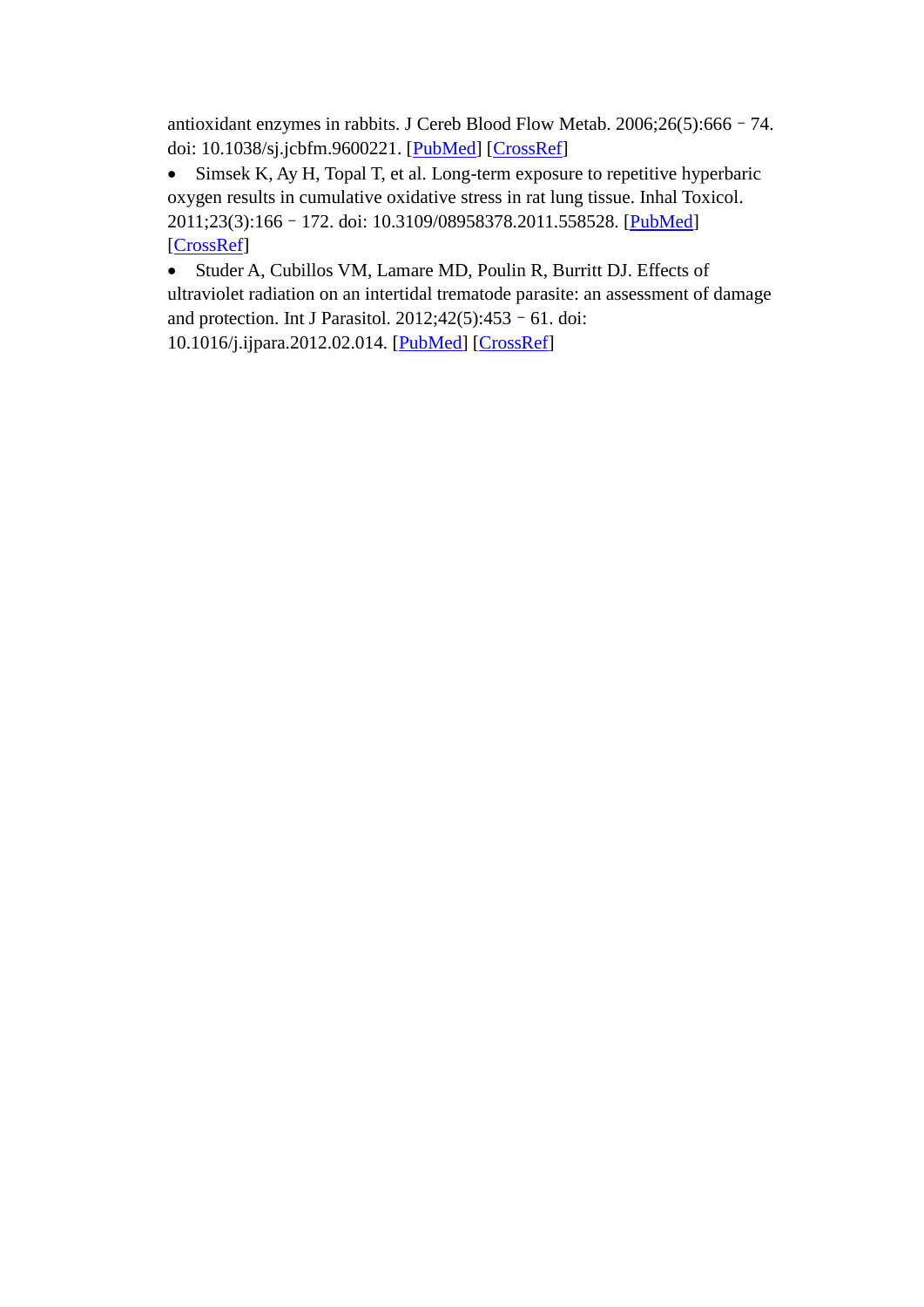antioxidant enzymes in rabbits. J Cereb Blood Flow Metab. 2006;26(5):666 – 74. doi: 10.1038/sj.jcbfm.9600221. [PubMed] [CrossRef]

- Simsek K, Ay H, Topal T, et al. Long-term exposure to repetitive hyperbaric oxygen results in cumulative oxidative stress in rat lung tissue. Inhal Toxicol. 2011;23(3):166 – 172. doi: 10.3109/08958378.2011.558528. [PubMed] [CrossRef]
- Studer A, Cubillos VM, Lamare MD, Poulin R, Burritt DJ. Effects of ultraviolet radiation on an intertidal trematode parasite: an assessment of damage and protection. Int J Parasitol. 2012;42(5):453 – 61. doi: 10.1016/j.ijpara.2012.02.014. [PubMed] [CrossRef]